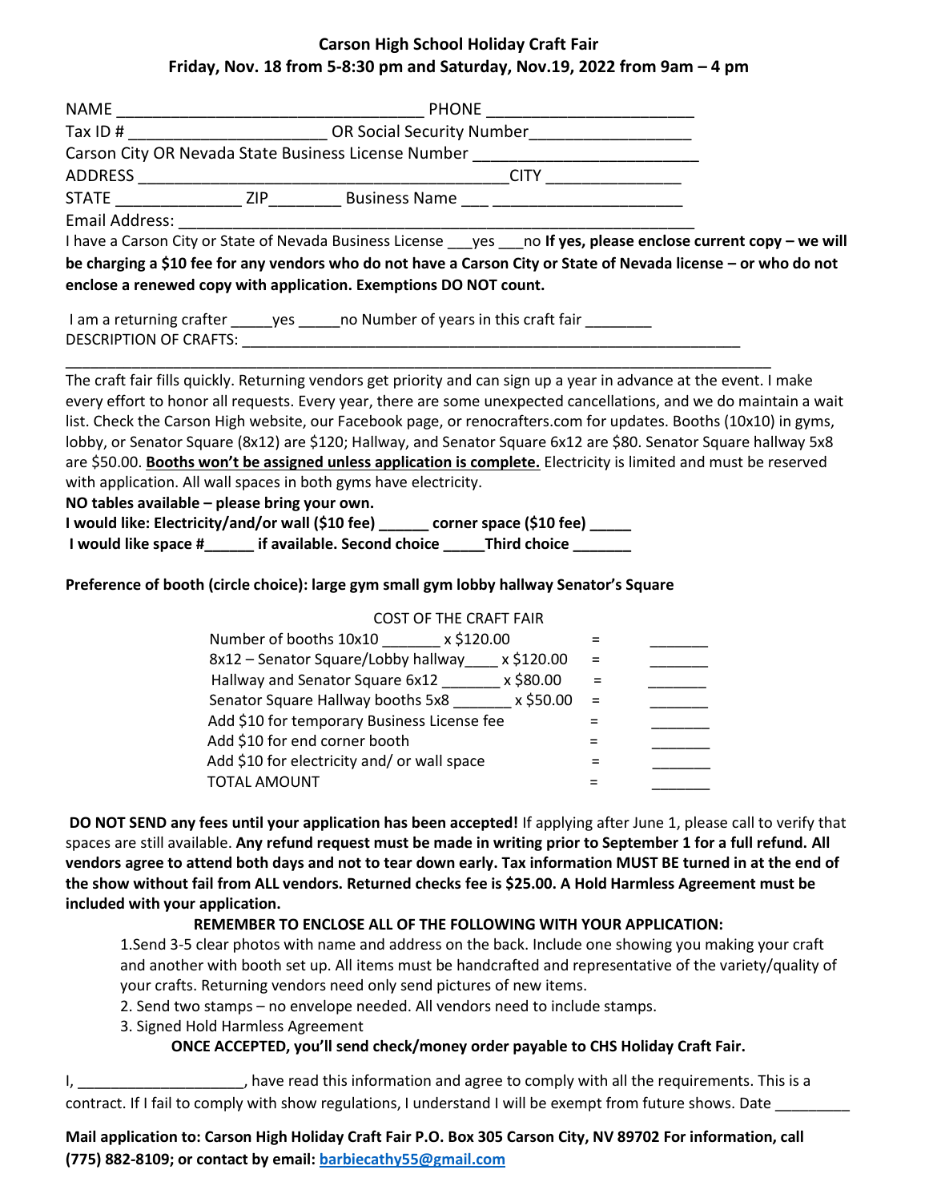# Carson High School Holiday Craft Fair

## Friday, Nov. 18 from 5-8:30 pm and Saturday, Nov.19, 2022 from 9am – 4 pm

NAME ___________________________________ PHONE _______________________

Tax ID # ______________________ OR Social Security Number__________________

Carson City OR Nevada State Business License Number _________________________

ADDRESS __________________________________________CITY _______________

STATE ______________ ZIP________ Business Name ___ ______________________

Email Address: ___________________________________________________________

I have a Carson City or State of Nevada Business License ___yes ___no **If yes, please enclose current copy – we will be charging a $10 fee for any vendors who do not have a Carson City or State of Nevada license – or who do not enclose a renewed copy with application. Exemptions DO NOT count.**

I am a returning crafter _____yes _____no Number of years in this craft fair ________

DESCRIPTION OF CRAFTS: _________________________________________________________

________________________________________________________________________________

The craft fair fills quickly. Returning vendors get priority and can sign up a year in advance at the event. I make every effort to honor all requests. Every year, there are some unexpected cancellations, and we do maintain a wait list. Check the Carson High website, our Facebook page, or renocrafters.com for updates. Booths (10x10) in gyms, lobby, or Senator Square (8x12) are $120; Hallway, and Senator Square 6x12 are $80. Senator Square hallway 5x8 are $50.00. **Booths won't be assigned unless application is complete.** Electricity is limited and must be reserved with application. All wall spaces in both gyms have electricity.

**NO tables available – please bring your own.**

**I would like: Electricity/and/or wall ($10 fee) ______ corner space ($10 fee) _____**

**I would like space #______ if available. Second choice _____Third choice _______**

**Preference of booth (circle choice): large gym small gym lobby hallway Senator's Square**

COST OF THE CRAFT FAIR

| | | |
|---|---|---|
| Number of booths 10x10 _______ x $120.00 | = | _______ |
| 8x12 – Senator Square/Lobby hallway____ x $120.00 | = | _______ |
| Hallway and Senator Square 6x12 _______ x $80.00 | = | _______ |
| Senator Square Hallway booths 5x8 _______ x $50.00 | = | _______ |
| Add $10 for temporary Business License fee | = | _______ |
| Add $10 for end corner booth | = | _______ |
| Add $10 for electricity and/ or wall space | = | _______ |
| TOTAL AMOUNT | = | _______ |

**DO NOT SEND any fees until your application has been accepted!** If applying after June 1, please call to verify that spaces are still available. **Any refund request must be made in writing prior to September 1 for a full refund. All vendors agree to attend both days and not to tear down early. Tax information MUST BE turned in at the end of the show without fail from ALL vendors. Returned checks fee is $25.00. A Hold Harmless Agreement must be included with your application.**

**REMEMBER TO ENCLOSE ALL OF THE FOLLOWING WITH YOUR APPLICATION:**

1. Send 3-5 clear photos with name and address on the back. Include one showing you making your craft and another with booth set up. All items must be handcrafted and representative of the variety/quality of your crafts. Returning vendors need only send pictures of new items.
2. Send two stamps – no envelope needed. All vendors need to include stamps.
3. Signed Hold Harmless Agreement

**ONCE ACCEPTED, you'll send check/money order payable to CHS Holiday Craft Fair.**

I, ____________________, have read this information and agree to comply with all the requirements. This is a contract. If I fail to comply with show regulations, I understand I will be exempt from future shows. Date _________

**Mail application to: Carson High Holiday Craft Fair P.O. Box 305 Carson City, NV 89702 For information, call (775) 882-8109; or contact by email: barbiecathy55@gmail.com**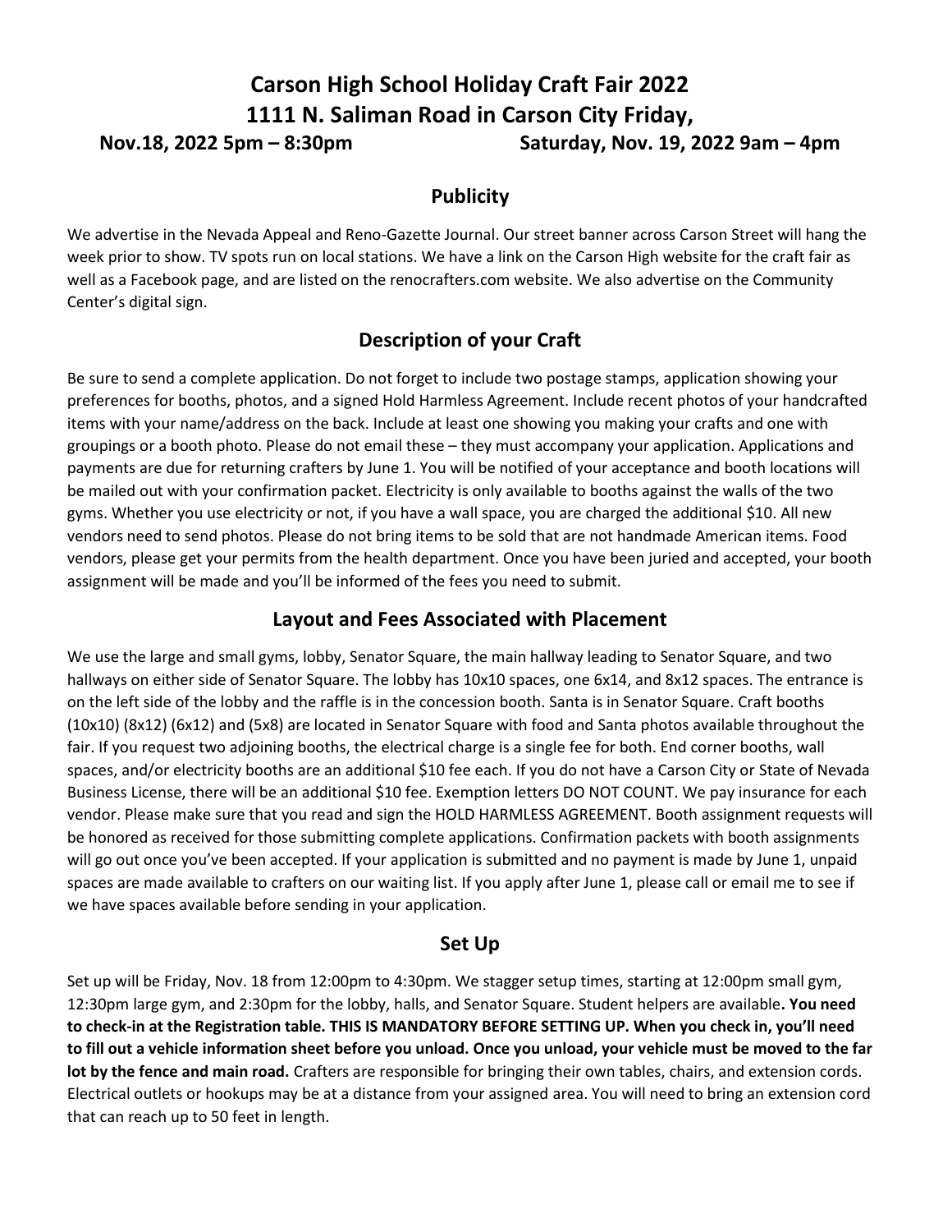# Carson High School Holiday Craft Fair 2022

# 1111 N. Saliman Road in Carson City Friday,

**Nov.18, 2022 5pm – 8:30pm Saturday, Nov. 19, 2022 9am – 4pm**

## Publicity

We advertise in the Nevada Appeal and Reno-Gazette Journal. Our street banner across Carson Street will hang the week prior to show. TV spots run on local stations. We have a link on the Carson High website for the craft fair as well as a Facebook page, and are listed on the renocrafters.com website. We also advertise on the Community Center's digital sign.

## Description of your Craft

Be sure to send a complete application. Do not forget to include two postage stamps, application showing your preferences for booths, photos, and a signed Hold Harmless Agreement. Include recent photos of your handcrafted items with your name/address on the back. Include at least one showing you making your crafts and one with groupings or a booth photo. Please do not email these – they must accompany your application. Applications and payments are due for returning crafters by June 1. You will be notified of your acceptance and booth locations will be mailed out with your confirmation packet. Electricity is only available to booths against the walls of the two gyms. Whether you use electricity or not, if you have a wall space, you are charged the additional $10. All new vendors need to send photos. Please do not bring items to be sold that are not handmade American items. Food vendors, please get your permits from the health department. Once you have been juried and accepted, your booth assignment will be made and you'll be informed of the fees you need to submit.

## Layout and Fees Associated with Placement

We use the large and small gyms, lobby, Senator Square, the main hallway leading to Senator Square, and two hallways on either side of Senator Square. The lobby has 10x10 spaces, one 6x14, and 8x12 spaces. The entrance is on the left side of the lobby and the raffle is in the concession booth. Santa is in Senator Square. Craft booths (10x10) (8x12) (6x12) and (5x8) are located in Senator Square with food and Santa photos available throughout the fair. If you request two adjoining booths, the electrical charge is a single fee for both. End corner booths, wall spaces, and/or electricity booths are an additional $10 fee each. If you do not have a Carson City or State of Nevada Business License, there will be an additional $10 fee. Exemption letters DO NOT COUNT. We pay insurance for each vendor. Please make sure that you read and sign the HOLD HARMLESS AGREEMENT. Booth assignment requests will be honored as received for those submitting complete applications. Confirmation packets with booth assignments will go out once you've been accepted. If your application is submitted and no payment is made by June 1, unpaid spaces are made available to crafters on our waiting list. If you apply after June 1, please call or email me to see if we have spaces available before sending in your application.

## Set Up

Set up will be Friday, Nov. 18 from 12:00pm to 4:30pm. We stagger setup times, starting at 12:00pm small gym, 12:30pm large gym, and 2:30pm for the lobby, halls, and Senator Square. Student helpers are available**. You need to check-in at the Registration table. THIS IS MANDATORY BEFORE SETTING UP. When you check in, you'll need to fill out a vehicle information sheet before you unload. Once you unload, your vehicle must be moved to the far lot by the fence and main road.** Crafters are responsible for bringing their own tables, chairs, and extension cords. Electrical outlets or hookups may be at a distance from your assigned area. You will need to bring an extension cord that can reach up to 50 feet in length.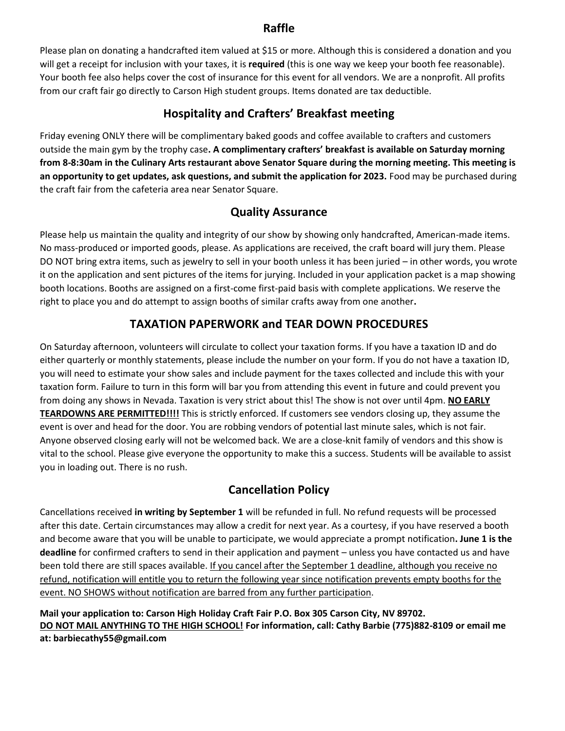## Raffle

Please plan on donating a handcrafted item valued at $15 or more. Although this is considered a donation and you will get a receipt for inclusion with your taxes, it is **required** (this is one way we keep your booth fee reasonable). Your booth fee also helps cover the cost of insurance for this event for all vendors. We are a nonprofit. All profits from our craft fair go directly to Carson High student groups. Items donated are tax deductible.

## Hospitality and Crafters' Breakfast meeting

Friday evening ONLY there will be complimentary baked goods and coffee available to crafters and customers outside the main gym by the trophy case**. A complimentary crafters' breakfast is available on Saturday morning from 8-8:30am in the Culinary Arts restaurant above Senator Square during the morning meeting. This meeting is an opportunity to get updates, ask questions, and submit the application for 2023.** Food may be purchased during the craft fair from the cafeteria area near Senator Square.

## Quality Assurance

Please help us maintain the quality and integrity of our show by showing only handcrafted, American-made items. No mass-produced or imported goods, please. As applications are received, the craft board will jury them. Please DO NOT bring extra items, such as jewelry to sell in your booth unless it has been juried – in other words, you wrote it on the application and sent pictures of the items for jurying. Included in your application packet is a map showing booth locations. Booths are assigned on a first-come first-paid basis with complete applications. We reserve the right to place you and do attempt to assign booths of similar crafts away from one another**.**

## TAXATION PAPERWORK and TEAR DOWN PROCEDURES

On Saturday afternoon, volunteers will circulate to collect your taxation forms. If you have a taxation ID and do either quarterly or monthly statements, please include the number on your form. If you do not have a taxation ID, you will need to estimate your show sales and include payment for the taxes collected and include this with your taxation form. Failure to turn in this form will bar you from attending this event in future and could prevent you from doing any shows in Nevada. Taxation is very strict about this! The show is not over until 4pm. <u>**NO EARLY TEARDOWNS ARE PERMITTED!!!!**</u> This is strictly enforced. If customers see vendors closing up, they assume the event is over and head for the door. You are robbing vendors of potential last minute sales, which is not fair. Anyone observed closing early will not be welcomed back. We are a close-knit family of vendors and this show is vital to the school. Please give everyone the opportunity to make this a success. Students will be available to assist you in loading out. There is no rush.

## Cancellation Policy

Cancellations received **in writing by September 1** will be refunded in full. No refund requests will be processed after this date. Certain circumstances may allow a credit for next year. As a courtesy, if you have reserved a booth and become aware that you will be unable to participate, we would appreciate a prompt notification**. June 1 is the deadline** for confirmed crafters to send in their application and payment – unless you have contacted us and have been told there are still spaces available. <u>If you cancel after the September 1 deadline, although you receive no refund, notification will entitle you to return the following year since notification prevents empty booths for the event. NO SHOWS without notification are barred from any further participation</u>.

**Mail your application to: Carson High Holiday Craft Fair P.O. Box 305 Carson City, NV 89702.**
<u>**DO NOT MAIL ANYTHING TO THE HIGH SCHOOL!**</u> **For information, call: Cathy Barbie (775)882-8109 or email me at: barbiecathy55@gmail.com**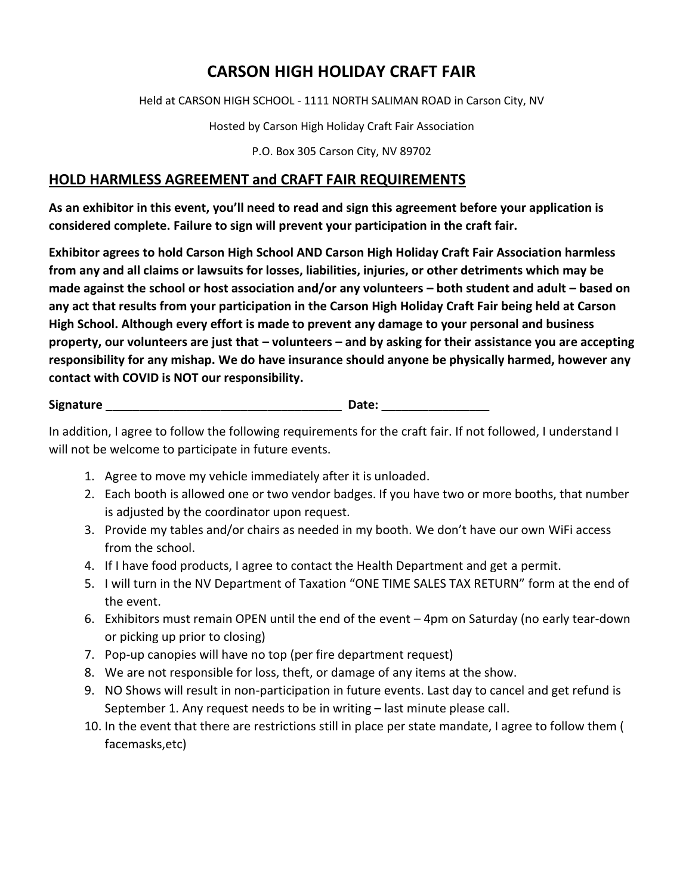# CARSON HIGH HOLIDAY CRAFT FAIR

Held at CARSON HIGH SCHOOL - 1111 NORTH SALIMAN ROAD in Carson City, NV

Hosted by Carson High Holiday Craft Fair Association

P.O. Box 305 Carson City, NV 89702

## HOLD HARMLESS AGREEMENT and CRAFT FAIR REQUIREMENTS

**As an exhibitor in this event, you'll need to read and sign this agreement before your application is considered complete. Failure to sign will prevent your participation in the craft fair.**

**Exhibitor agrees to hold Carson High School AND Carson High Holiday Craft Fair Association harmless from any and all claims or lawsuits for losses, liabilities, injuries, or other detriments which may be made against the school or host association and/or any volunteers – both student and adult – based on any act that results from your participation in the Carson High Holiday Craft Fair being held at Carson High School. Although every effort is made to prevent any damage to your personal and business property, our volunteers are just that – volunteers – and by asking for their assistance you are accepting responsibility for any mishap. We do have insurance should anyone be physically harmed, however any contact with COVID is NOT our responsibility.**

**Signature ____________________________________ Date: ________________**

In addition, I agree to follow the following requirements for the craft fair. If not followed, I understand I will not be welcome to participate in future events.

1. Agree to move my vehicle immediately after it is unloaded.
2. Each booth is allowed one or two vendor badges. If you have two or more booths, that number is adjusted by the coordinator upon request.
3. Provide my tables and/or chairs as needed in my booth. We don't have our own WiFi access from the school.
4. If I have food products, I agree to contact the Health Department and get a permit.
5. I will turn in the NV Department of Taxation "ONE TIME SALES TAX RETURN" form at the end of the event.
6. Exhibitors must remain OPEN until the end of the event – 4pm on Saturday (no early tear-down or picking up prior to closing)
7. Pop-up canopies will have no top (per fire department request)
8. We are not responsible for loss, theft, or damage of any items at the show.
9. NO Shows will result in non-participation in future events. Last day to cancel and get refund is September 1. Any request needs to be in writing – last minute please call.
10. In the event that there are restrictions still in place per state mandate, I agree to follow them ( facemasks,etc)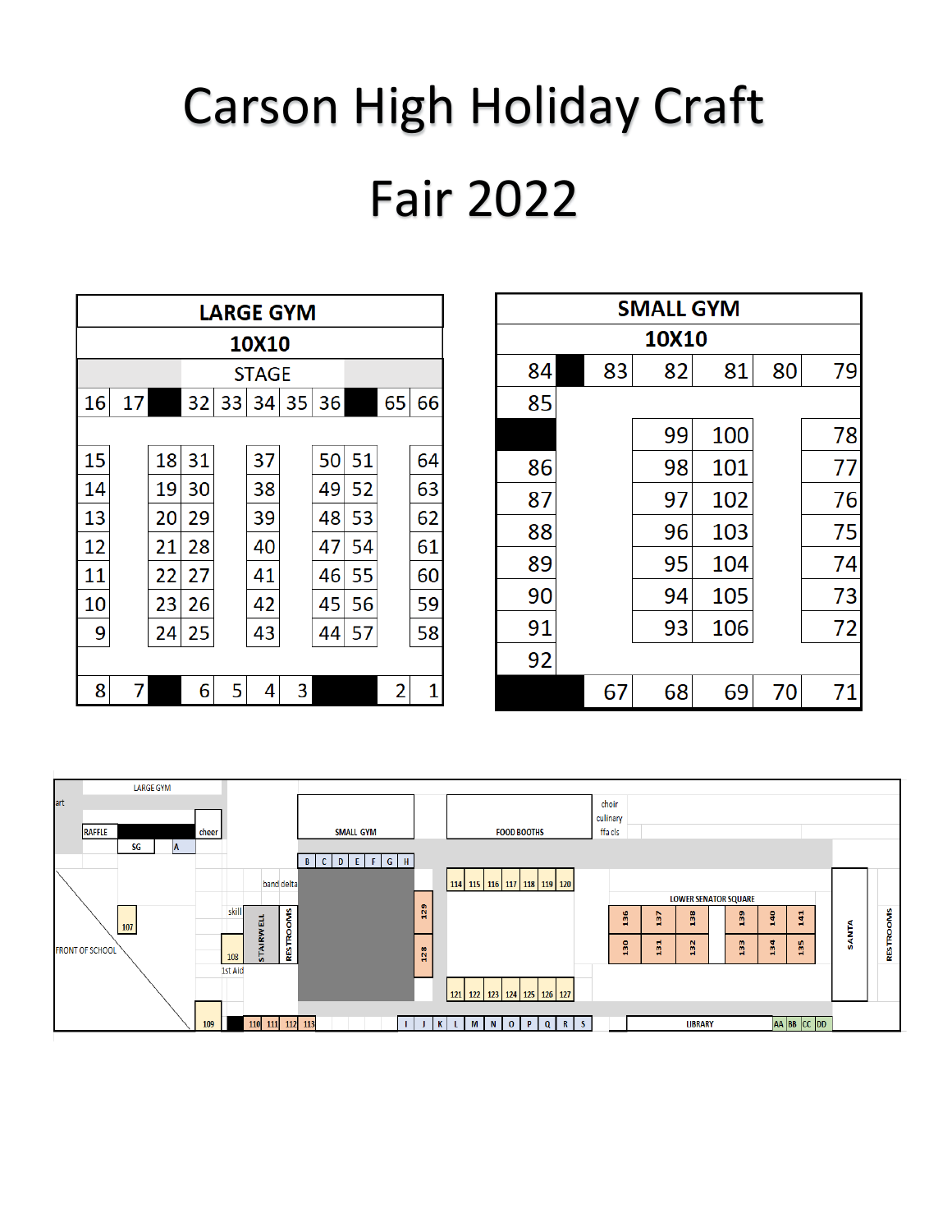# Carson High Holiday Craft Fair 2022

| LARGE GYM | | | | | | | | | | | |
|---|---|---|---|---|---|---|---|---|---|---|---|
| 10X10 | | | | | | | | | | | |
| | | | STAGE | | | | | | | | |
| 16 | 17 | | 32 | 33 | 34 | 35 | 36 | | 65 | 66 | |
| 15 | | 18 | 31 | | 37 | | 50 | 51 | | 64 | |
| 14 | | 19 | 30 | | 38 | | 49 | 52 | | 63 | |
| 13 | | 20 | 29 | | 39 | | 48 | 53 | | 62 | |
| 12 | | 21 | 28 | | 40 | | 47 | 54 | | 61 | |
| 11 | | 22 | 27 | | 41 | | 46 | 55 | | 60 | |
| 10 | | 23 | 26 | | 42 | | 45 | 56 | | 59 | |
| 9 | | 24 | 25 | | 43 | | 44 | 57 | | 58 | |
| 8 | 7 | | 6 | 5 | 4 | 3 | | 2 | 1 | | |

| SMALL GYM | | | | | |
|---|---|---|---|---|---|
| 10X10 | | | | | |
| 84 | 83 | 82 | 81 | 80 | 79 |
| 85 | | | | | |
| | | 99 | 100 | | 78 |
| 86 | | 98 | 101 | | 77 |
| 87 | | 97 | 102 | | 76 |
| 88 | | 96 | 103 | | 75 |
| 89 | | 95 | 104 | | 74 |
| 90 | | 94 | 105 | | 73 |
| 91 | | 93 | 106 | | 72 |
| 92 | | | | | |
| | 67 | 68 | 69 | 70 | 71 |

LARGE GYM
art
RAFFLE
cheer
SG
A
SMALL GYM
FOOD BOOTHS
choir
culinary
ffa cls
B C D E F G H
band delta
114 115 116 117 118 119 120
LOWER SENATOR SQUARE
136 137 138 139 140 141
130 131 132 133 134 135
skill
107
STAIRWELL
RESTROOMS
129
128
SANTA
RESTROOMS
FRONT OF SCHOOL
108
1st Aid
121 122 123 124 125 126 127
109
110 111 112 113
I J K L M N O P Q R S
LIBRARY
AA BB CC DD